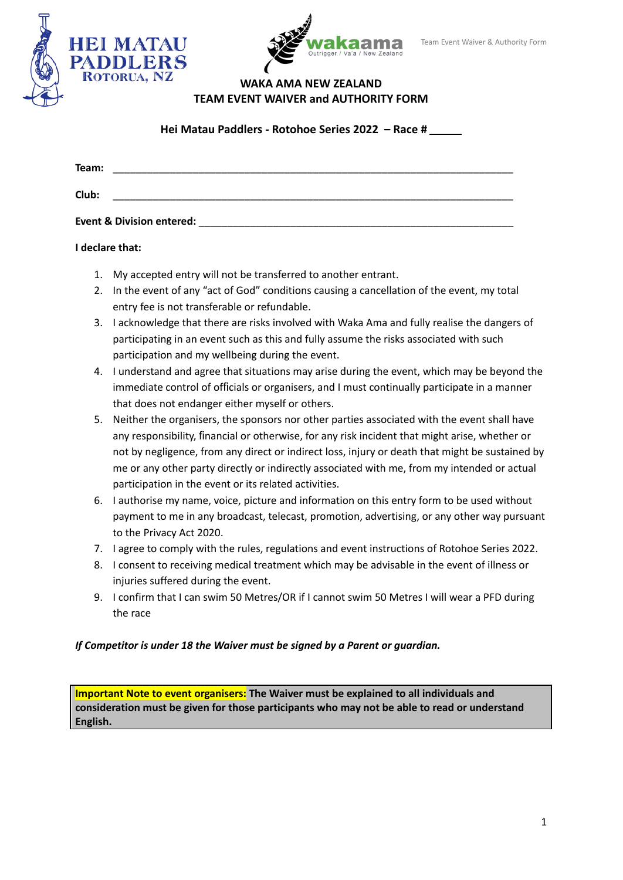HEI MATAU PADDLERS
ROTORUA, NZ

wakaama
Outrigger / Va'a / New Zealand

Team Event Waiver & Authority Form

# WAKA AMA NEW ZEALAND
# TEAM EVENT WAIVER and AUTHORITY FORM

**Hei Matau Paddlers - Rotohoe Series 2022 – Race # _____**

**Team:** ___________________________________________________________________________

**Club:** ___________________________________________________________________________

**Event & Division entered:** ___________________________________________________________

**I declare that:**

1. My accepted entry will not be transferred to another entrant.
2. In the event of any "act of God" conditions causing a cancellation of the event, my total entry fee is not transferable or refundable.
3. I acknowledge that there are risks involved with Waka Ama and fully realise the dangers of participating in an event such as this and fully assume the risks associated with such participation and my wellbeing during the event.
4. I understand and agree that situations may arise during the event, which may be beyond the immediate control of officials or organisers, and I must continually participate in a manner that does not endanger either myself or others.
5. Neither the organisers, the sponsors nor other parties associated with the event shall have any responsibility, financial or otherwise, for any risk incident that might arise, whether or not by negligence, from any direct or indirect loss, injury or death that might be sustained by me or any other party directly or indirectly associated with me, from my intended or actual participation in the event or its related activities.
6. I authorise my name, voice, picture and information on this entry form to be used without payment to me in any broadcast, telecast, promotion, advertising, or any other way pursuant to the Privacy Act 2020.
7. I agree to comply with the rules, regulations and event instructions of Rotohoe Series 2022.
8. I consent to receiving medical treatment which may be advisable in the event of illness or injuries suffered during the event.
9. I confirm that I can swim 50 Metres/OR if I cannot swim 50 Metres I will wear a PFD during the race

***If Competitor is under 18 the Waiver must be signed by a Parent or guardian.***

**Important Note to event organisers: The Waiver must be explained to all individuals and consideration must be given for those participants who may not be able to read or understand English.**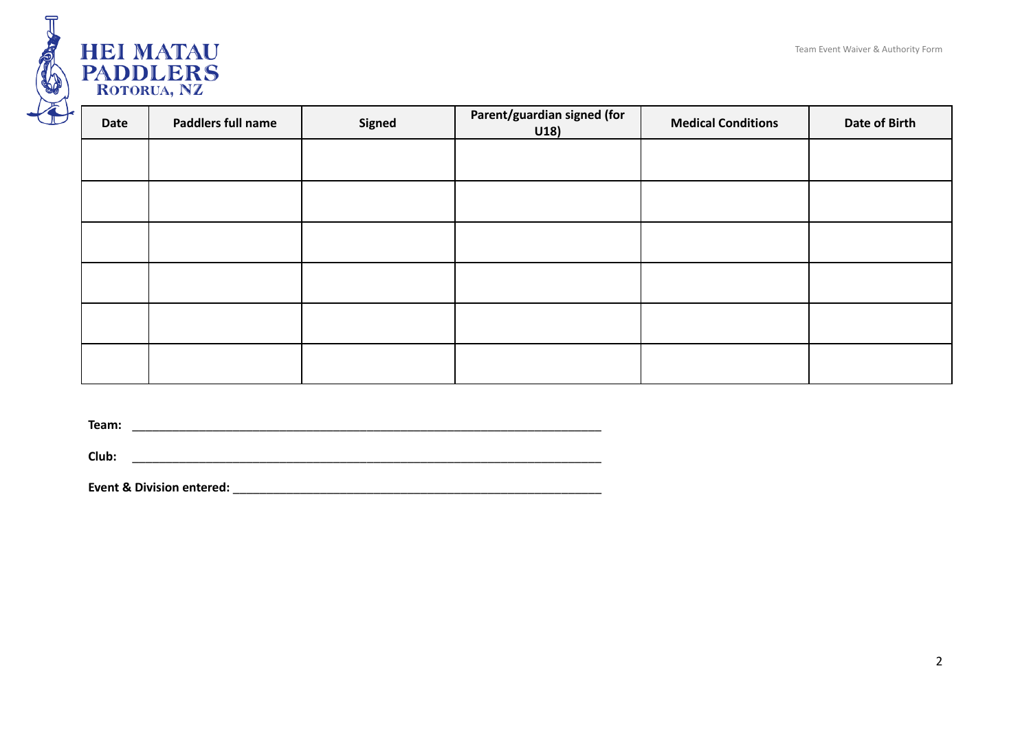HEI MATAU PADDLERS
ROTORUA, NZ

| Date | Paddlers full name | Signed | Parent/guardian signed (for U18) | Medical Conditions | Date of Birth |
|---|---|---|---|---|---|
| | | | | | |
| | | | | | |
| | | | | | |
| | | | | | |
| | | | | | |
| | | | | | |

**Team:** ___________________________________________________________________________

**Club:** ___________________________________________________________________________

**Event & Division entered:** ___________________________________________________________